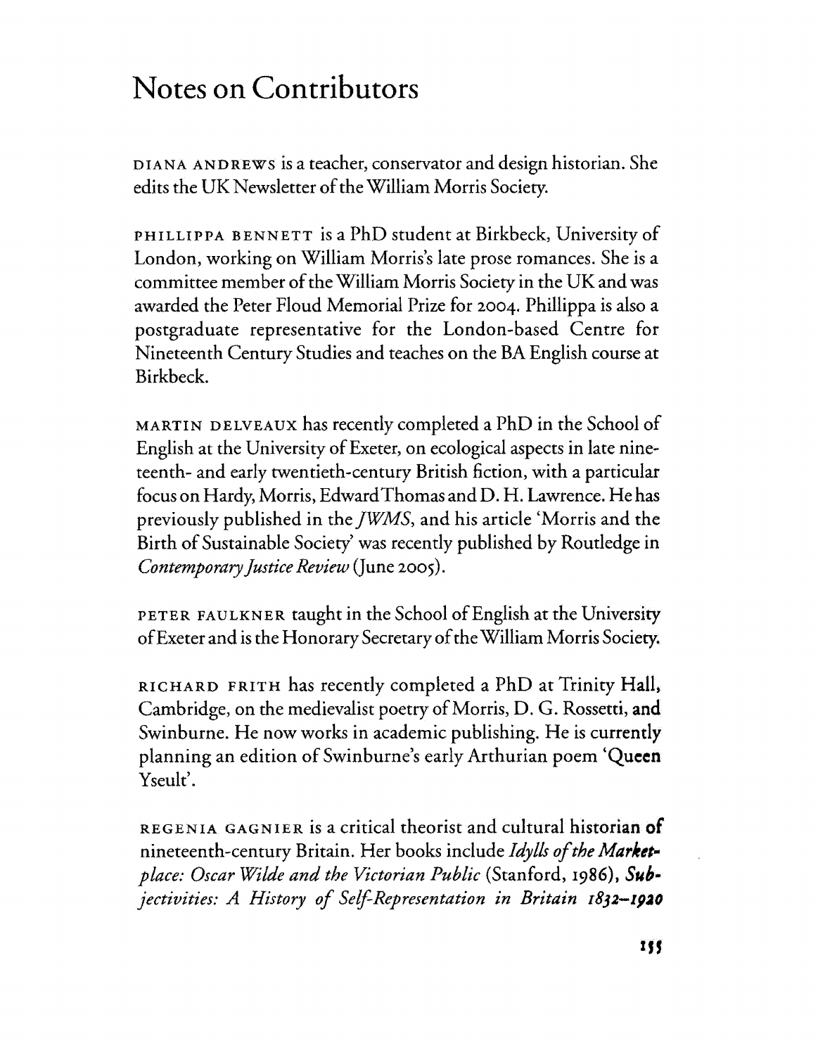# Notes on Contributors

DIANA ANDREWS is a teacher, conservator and design historian. She edits the UK Newsletter of the William Morris Society.

PHILLIPPA BENNETT is a PhD student at Birkbeck, University of London, working on William Morris's late prose romances. She is a committee member of the William Morris Society in the UK and was awarded the Peter Floud Memorial Prize for 2004. Phillippa is also a postgraduate representative for the London-based Centre for Nineteenth Century Studies and teaches on the BA English course at Birkbeck.

MARTIN DELVEAUX has recently completed a PhD in the School of English at the University of Exeter, on ecological aspects in late nineteenth- and early twentieth-century British fiction, with a particular focus on Hardy, Morris, Edward Thomas and D. H. Lawrence. He has previously published in the *JWMS*, and his article 'Morris and the Birth of Sustainable Society' was recently published by Routledge in *Contemporary Justice Review* (June 2005).

PETER FAULKNER taught in the School of English at the University of Exeter and is the Honorary Secretary of the William Morris Society.

RICHARD FRITH has recently completed a PhD at Trinity Hall, Cambridge, on the medievalist poetry of Morris, D. G. Rossetti, and Swinburne. He now works in academic publishing. He is currently planning an edition of Swinburne's early Arthurian poem 'Queen Yseult'.

REGENIA GAGNIER is a critical theorist and cultural historian of nineteenth-century Britain. Her books include *Idylls of the Marketplace: Oscar Wilde and the Victorian Public* (Stanford, 1986), *Subjectivities: A History of Self-Representation in Britain 1832–1920*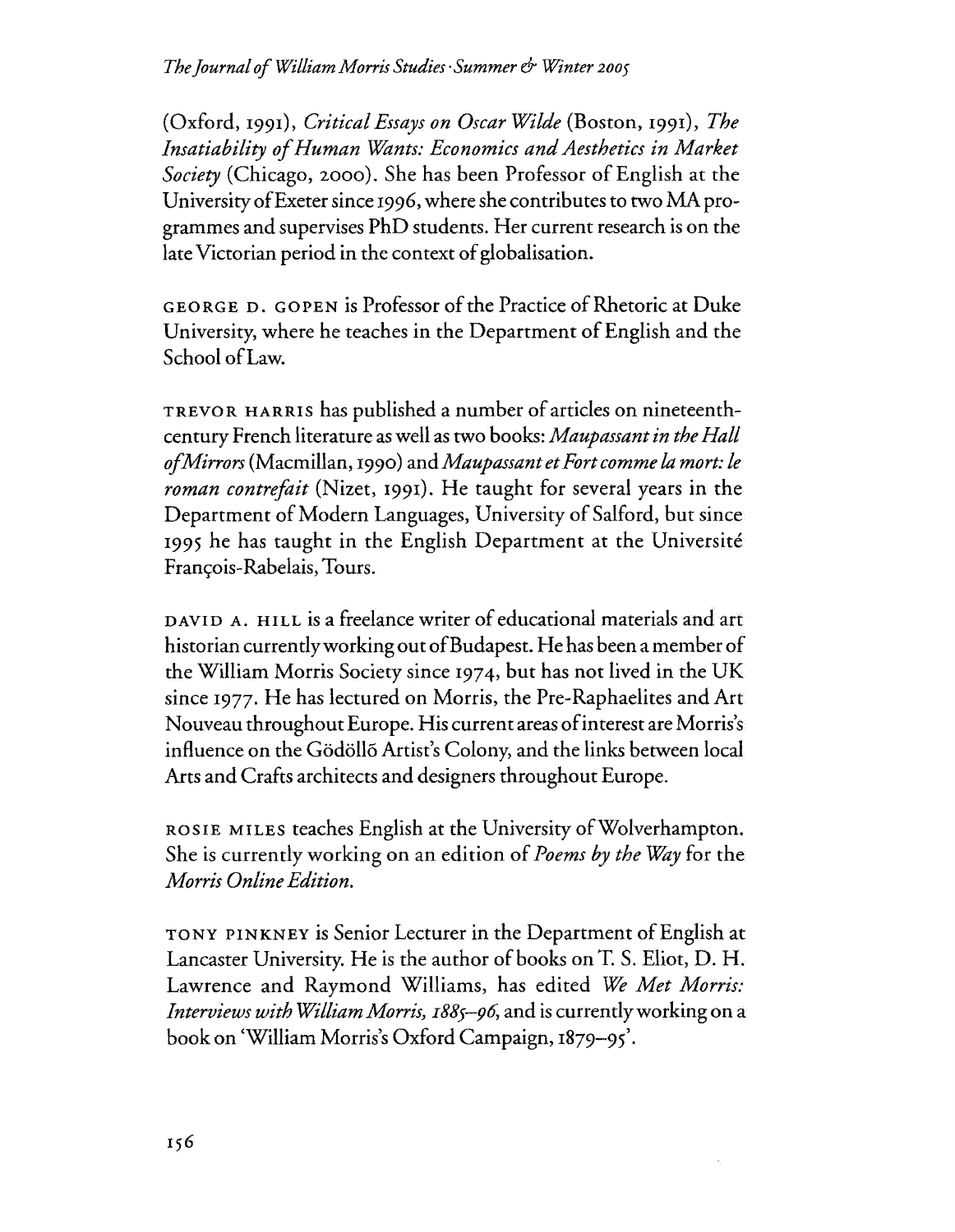(Oxford, 1991), *Critical Essays on Oscar Wilde* (Boston, 1991), *The Insatiability of Human Wants: Economics and Aesthetics in Market Society* (Chicago, 2000). She has been Professor of English at the University of Exeter since 1996, where she contributes to two MA programmes and supervises PhD students. Her current research is on the late Victorian period in the context of globalisation.

GEORGE D. GOPEN is Professor of the Practice of Rhetoric at Duke University, where he teaches in the Department of English and the School of Law.

TREVOR HARRIS has published a number of articles on nineteenth-century French literature as well as two books: *Maupassant in the Hall of Mirrors* (Macmillan, 1990) and *Maupassant et Fort comme la mort: le roman contrefait* (Nizet, 1991). He taught for several years in the Department of Modern Languages, University of Salford, but since 1995 he has taught in the English Department at the Université François-Rabelais, Tours.

DAVID A. HILL is a freelance writer of educational materials and art historian currently working out of Budapest. He has been a member of the William Morris Society since 1974, but has not lived in the UK since 1977. He has lectured on Morris, the Pre-Raphaelites and Art Nouveau throughout Europe. His current areas of interest are Morris's influence on the Gödöllő Artist's Colony, and the links between local Arts and Crafts architects and designers throughout Europe.

ROSIE MILES teaches English at the University of Wolverhampton. She is currently working on an edition of *Poems by the Way* for the *Morris Online Edition*.

TONY PINKNEY is Senior Lecturer in the Department of English at Lancaster University. He is the author of books on T. S. Eliot, D. H. Lawrence and Raymond Williams, has edited *We Met Morris: Interviews with William Morris, 1885–96*, and is currently working on a book on 'William Morris's Oxford Campaign, 1879–95'.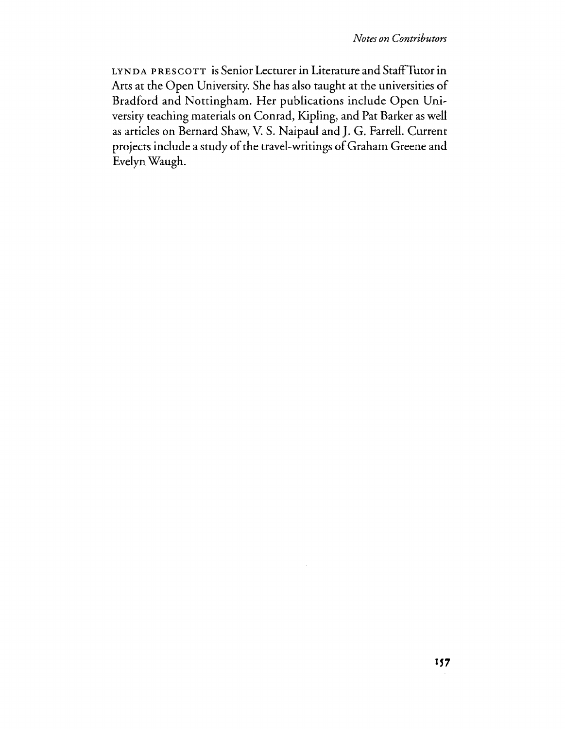LYNDA PRESCOTT is Senior Lecturer in Literature and Staff Tutor in Arts at the Open University. She has also taught at the universities of Bradford and Nottingham. Her publications include Open University teaching materials on Conrad, Kipling, and Pat Barker as well as articles on Bernard Shaw, V. S. Naipaul and J. G. Farrell. Current projects include a study of the travel-writings of Graham Greene and Evelyn Waugh.